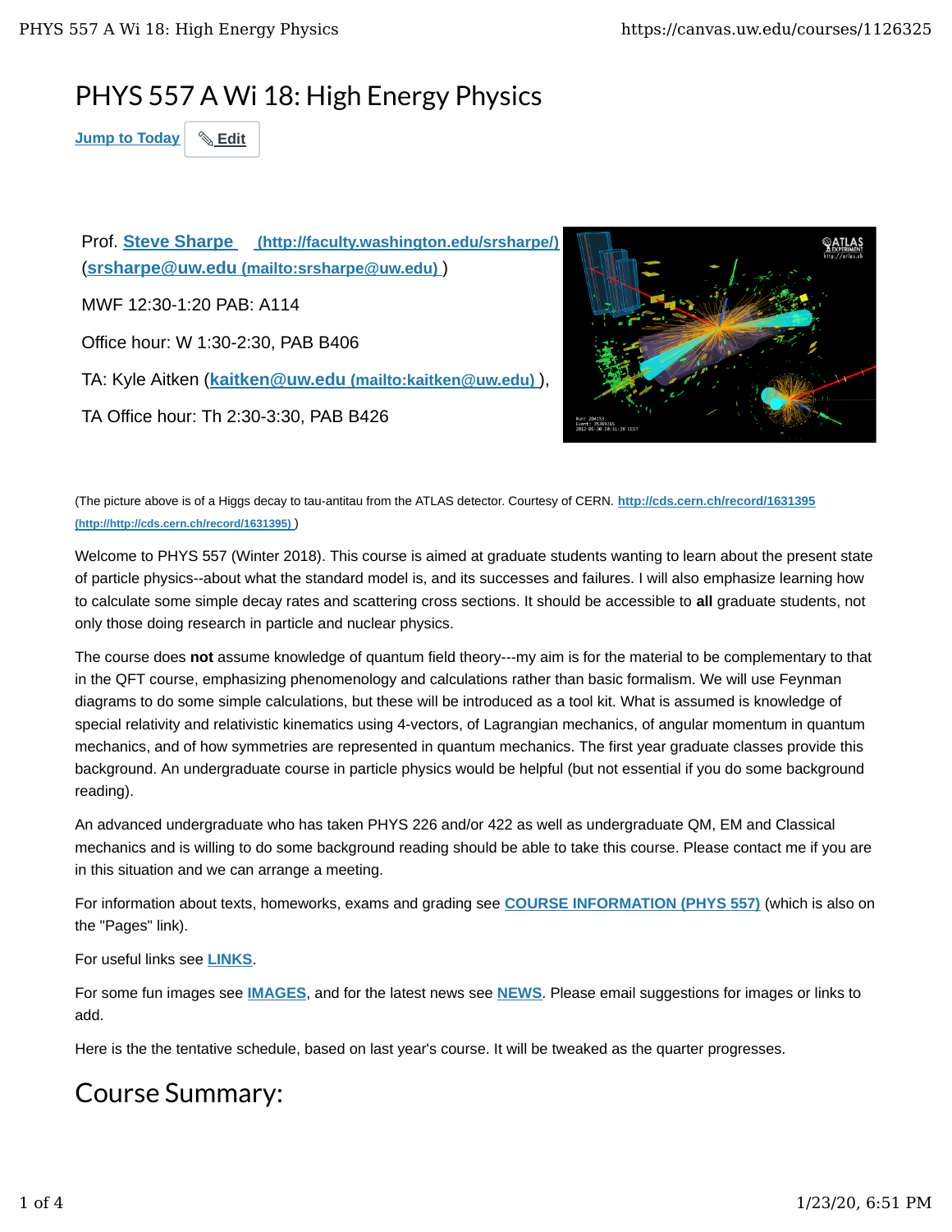# PHYS 557 A Wi 18: High Energy Physics

Jump to Today | Edit

Prof. **Steve Sharpe (http://faculty.washington.edu/srsharpe/)** (**srsharpe@uw.edu (mailto:srsharpe@uw.edu)** )

MWF 12:30-1:20 PAB: A114

Office hour: W 1:30-2:30, PAB B406

TA: Kyle Aitken (**kaitken@uw.edu (mailto:kaitken@uw.edu)** ),

TA Office hour: Th 2:30-3:30, PAB B426

(The picture above is of a Higgs decay to tau-antitau from the ATLAS detector. Courtesy of CERN. **http://cds.cern.ch/record/1631395 (http://http://cds.cern.ch/record/1631395)** )

Welcome to PHYS 557 (Winter 2018). This course is aimed at graduate students wanting to learn about the present state of particle physics--about what the standard model is, and its successes and failures. I will also emphasize learning how to calculate some simple decay rates and scattering cross sections. It should be accessible to **all** graduate students, not only those doing research in particle and nuclear physics.

The course does **not** assume knowledge of quantum field theory---my aim is for the material to be complementary to that in the QFT course, emphasizing phenomenology and calculations rather than basic formalism. We will use Feynman diagrams to do some simple calculations, but these will be introduced as a tool kit. What is assumed is knowledge of special relativity and relativistic kinematics using 4-vectors, of Lagrangian mechanics, of angular momentum in quantum mechanics, and of how symmetries are represented in quantum mechanics. The first year graduate classes provide this background. An undergraduate course in particle physics would be helpful (but not essential if you do some background reading).

An advanced undergraduate who has taken PHYS 226 and/or 422 as well as undergraduate QM, EM and Classical mechanics and is willing to do some background reading should be able to take this course. Please contact me if you are in this situation and we can arrange a meeting.

For information about texts, homeworks, exams and grading see **COURSE INFORMATION (PHYS 557)** (which is also on the "Pages" link).

For useful links see **LINKS**.

For some fun images see **IMAGES**, and for the latest news see **NEWS**. Please email suggestions for images or links to add.

Here is the the tentative schedule, based on last year's course. It will be tweaked as the quarter progresses.

# Course Summary: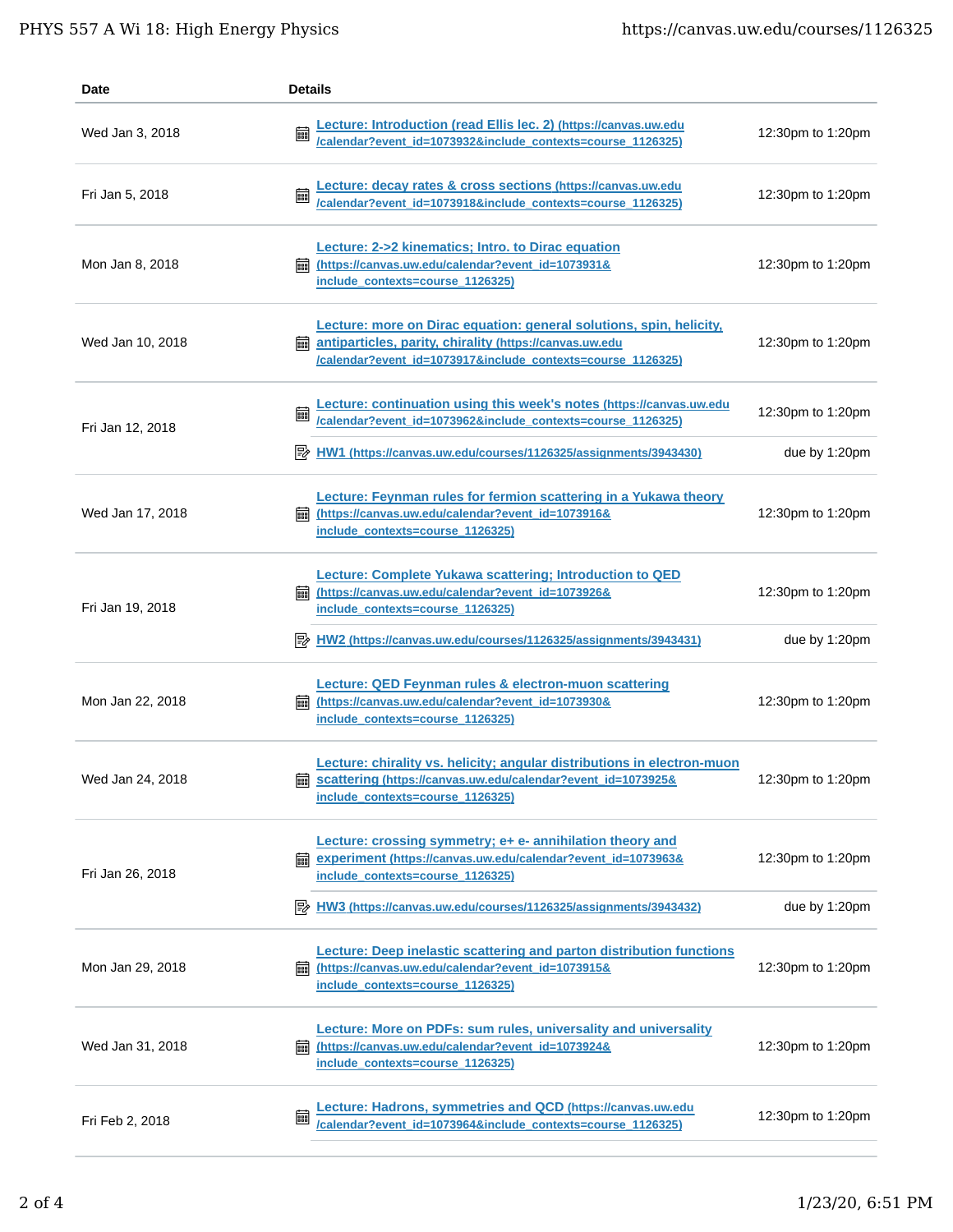| Date | Details | |
|---|---|---|
| Wed Jan 3, 2018 | Lecture: Introduction (read Ellis lec. 2) (https://canvas.uw.edu/calendar?event_id=1073932&include_contexts=course_1126325) | 12:30pm to 1:20pm |
| Fri Jan 5, 2018 | Lecture: decay rates & cross sections (https://canvas.uw.edu/calendar?event_id=1073918&include_contexts=course_1126325) | 12:30pm to 1:20pm |
| Mon Jan 8, 2018 | Lecture: 2->2 kinematics; Intro. to Dirac equation (https://canvas.uw.edu/calendar?event_id=1073931&include_contexts=course_1126325) | 12:30pm to 1:20pm |
| Wed Jan 10, 2018 | Lecture: more on Dirac equation: general solutions, spin, helicity, antiparticles, parity, chirality (https://canvas.uw.edu/calendar?event_id=1073917&include_contexts=course_1126325) | 12:30pm to 1:20pm |
| Fri Jan 12, 2018 | Lecture: continuation using this week's notes (https://canvas.uw.edu/calendar?event_id=1073962&include_contexts=course_1126325) | 12:30pm to 1:20pm |
| | HW1 (https://canvas.uw.edu/courses/1126325/assignments/3943430) | due by 1:20pm |
| Wed Jan 17, 2018 | Lecture: Feynman rules for fermion scattering in a Yukawa theory (https://canvas.uw.edu/calendar?event_id=1073916&include_contexts=course_1126325) | 12:30pm to 1:20pm |
| Fri Jan 19, 2018 | Lecture: Complete Yukawa scattering; Introduction to QED (https://canvas.uw.edu/calendar?event_id=1073926&include_contexts=course_1126325) | 12:30pm to 1:20pm |
| | HW2 (https://canvas.uw.edu/courses/1126325/assignments/3943431) | due by 1:20pm |
| Mon Jan 22, 2018 | Lecture: QED Feynman rules & electron-muon scattering (https://canvas.uw.edu/calendar?event_id=1073930&include_contexts=course_1126325) | 12:30pm to 1:20pm |
| Wed Jan 24, 2018 | Lecture: chirality vs. helicity; angular distributions in electron-muon scattering (https://canvas.uw.edu/calendar?event_id=1073925&include_contexts=course_1126325) | 12:30pm to 1:20pm |
| Fri Jan 26, 2018 | Lecture: crossing symmetry; e+ e- annihilation theory and experiment (https://canvas.uw.edu/calendar?event_id=1073963&include_contexts=course_1126325) | 12:30pm to 1:20pm |
| | HW3 (https://canvas.uw.edu/courses/1126325/assignments/3943432) | due by 1:20pm |
| Mon Jan 29, 2018 | Lecture: Deep inelastic scattering and parton distribution functions (https://canvas.uw.edu/calendar?event_id=1073915&include_contexts=course_1126325) | 12:30pm to 1:20pm |
| Wed Jan 31, 2018 | Lecture: More on PDFs: sum rules, universality and universality (https://canvas.uw.edu/calendar?event_id=1073924&include_contexts=course_1126325) | 12:30pm to 1:20pm |
| Fri Feb 2, 2018 | Lecture: Hadrons, symmetries and QCD (https://canvas.uw.edu/calendar?event_id=1073964&include_contexts=course_1126325) | 12:30pm to 1:20pm |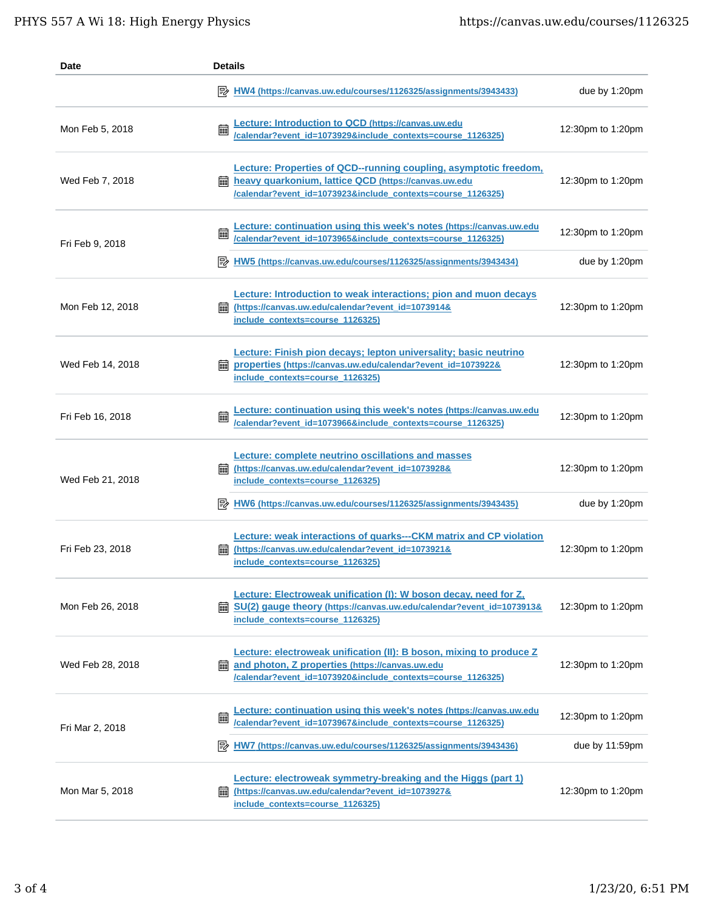| Date | Details | |
|---|---|---|
| | HW4 (https://canvas.uw.edu/courses/1126325/assignments/3943433) | due by 1:20pm |
| Mon Feb 5, 2018 | Lecture: Introduction to QCD (https://canvas.uw.edu/calendar?event_id=1073929&include_contexts=course_1126325) | 12:30pm to 1:20pm |
| Wed Feb 7, 2018 | Lecture: Properties of QCD--running coupling, asymptotic freedom, heavy quarkonium, lattice QCD (https://canvas.uw.edu/calendar?event_id=1073923&include_contexts=course_1126325) | 12:30pm to 1:20pm |
| Fri Feb 9, 2018 | Lecture: continuation using this week's notes (https://canvas.uw.edu/calendar?event_id=1073965&include_contexts=course_1126325) | 12:30pm to 1:20pm |
| | HW5 (https://canvas.uw.edu/courses/1126325/assignments/3943434) | due by 1:20pm |
| Mon Feb 12, 2018 | Lecture: Introduction to weak interactions; pion and muon decays (https://canvas.uw.edu/calendar?event_id=1073914&include_contexts=course_1126325) | 12:30pm to 1:20pm |
| Wed Feb 14, 2018 | Lecture: Finish pion decays; lepton universality; basic neutrino properties (https://canvas.uw.edu/calendar?event_id=1073922&include_contexts=course_1126325) | 12:30pm to 1:20pm |
| Fri Feb 16, 2018 | Lecture: continuation using this week's notes (https://canvas.uw.edu/calendar?event_id=1073966&include_contexts=course_1126325) | 12:30pm to 1:20pm |
| Wed Feb 21, 2018 | Lecture: complete neutrino oscillations and masses (https://canvas.uw.edu/calendar?event_id=1073928&include_contexts=course_1126325) | 12:30pm to 1:20pm |
| | HW6 (https://canvas.uw.edu/courses/1126325/assignments/3943435) | due by 1:20pm |
| Fri Feb 23, 2018 | Lecture: weak interactions of quarks---CKM matrix and CP violation (https://canvas.uw.edu/calendar?event_id=1073921&include_contexts=course_1126325) | 12:30pm to 1:20pm |
| Mon Feb 26, 2018 | Lecture: Electroweak unification (I): W boson decay, need for Z, SU(2) gauge theory (https://canvas.uw.edu/calendar?event_id=1073913&include_contexts=course_1126325) | 12:30pm to 1:20pm |
| Wed Feb 28, 2018 | Lecture: electroweak unification (II): B boson, mixing to produce Z and photon, Z properties (https://canvas.uw.edu/calendar?event_id=1073920&include_contexts=course_1126325) | 12:30pm to 1:20pm |
| Fri Mar 2, 2018 | Lecture: continuation using this week's notes (https://canvas.uw.edu/calendar?event_id=1073967&include_contexts=course_1126325) | 12:30pm to 1:20pm |
| | HW7 (https://canvas.uw.edu/courses/1126325/assignments/3943436) | due by 11:59pm |
| Mon Mar 5, 2018 | Lecture: electroweak symmetry-breaking and the Higgs (part 1) (https://canvas.uw.edu/calendar?event_id=1073927&include_contexts=course_1126325) | 12:30pm to 1:20pm |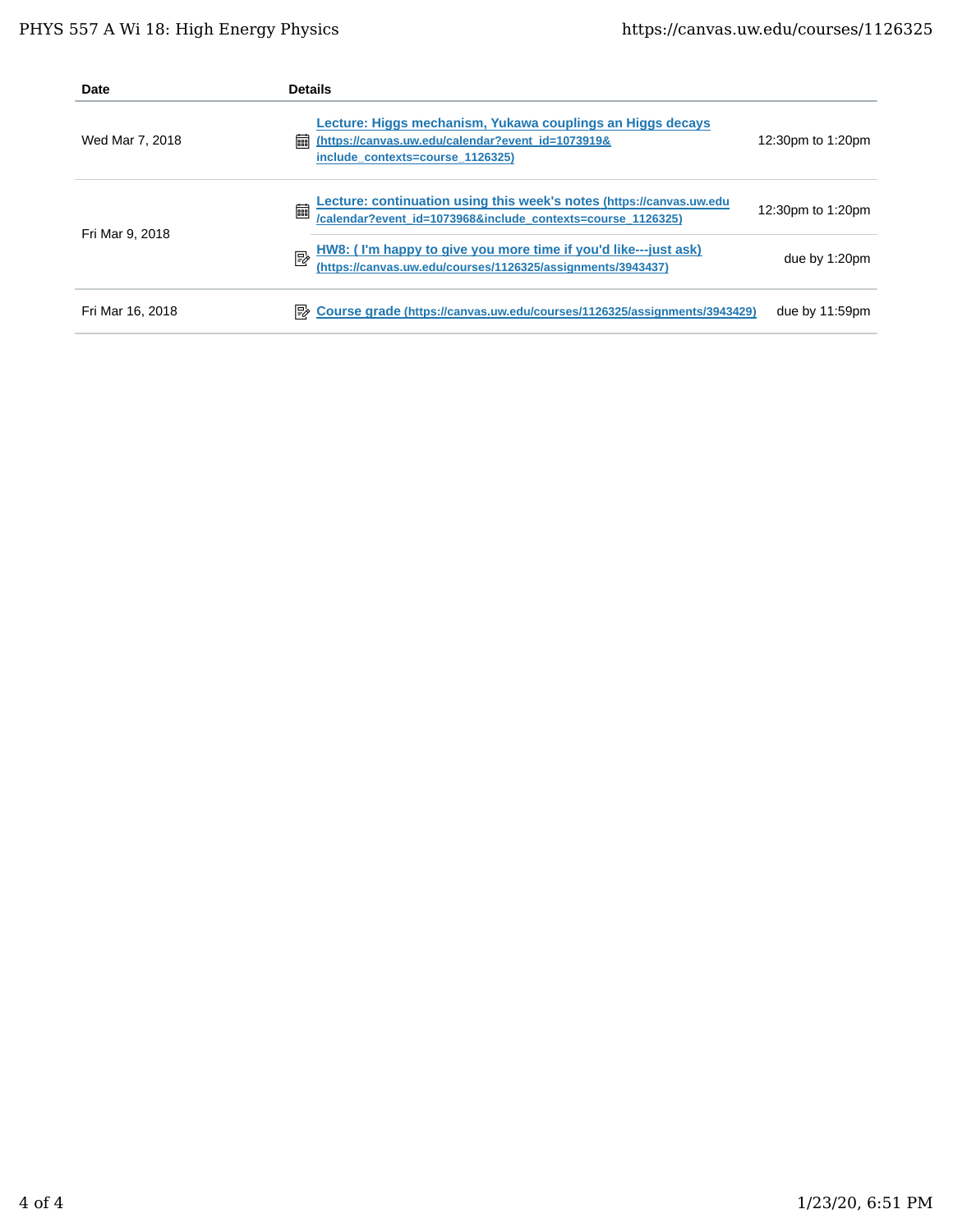| Date | Details | |
| --- | --- | --- |
| Wed Mar 7, 2018 | Lecture: Higgs mechanism, Yukawa couplings an Higgs decays (https://canvas.uw.edu/calendar?event_id=1073919&include_contexts=course_1126325) | 12:30pm to 1:20pm |
| Fri Mar 9, 2018 | Lecture: continuation using this week's notes (https://canvas.uw.edu/calendar?event_id=1073968&include_contexts=course_1126325) | 12:30pm to 1:20pm |
| | HW8: ( I'm happy to give you more time if you'd like---just ask) (https://canvas.uw.edu/courses/1126325/assignments/3943437) | due by 1:20pm |
| Fri Mar 16, 2018 | Course grade (https://canvas.uw.edu/courses/1126325/assignments/3943429) | due by 11:59pm |